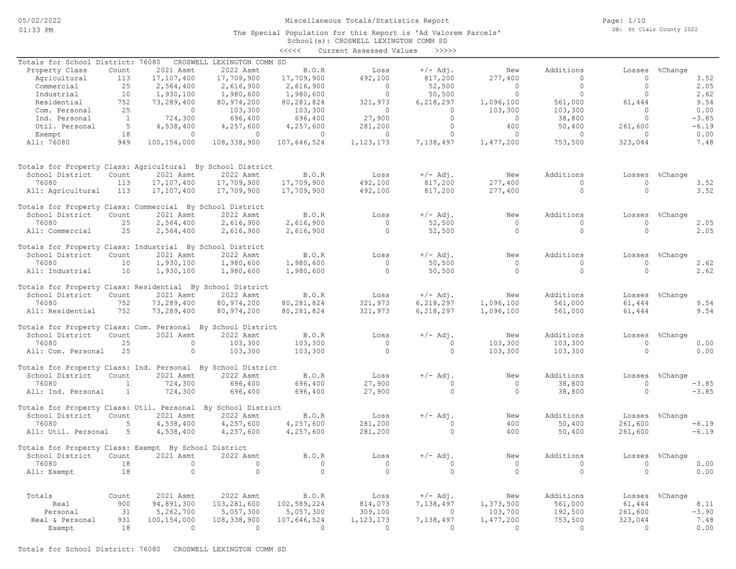# Miscellaneous Totals/Statistics Report

The Special Population for this Report is 'Ad Valorem Parcels'
School(s): CROSWELL LEXINGTON COMM SD
<<<<< Current Assessed Values >>>>>

## Totals for School District: 76080 CROSWELL LEXINGTON COMM SD

| Property Class | Count | 2021 Asmt | 2022 Asmt | B.O.R | Loss | +/- Adj. | New | Additions | Losses | %Change |
|---|---|---|---|---|---|---|---|---|---|---|
| Agricultural | 113 | 17,107,400 | 17,709,900 | 17,709,900 | 492,100 | 817,200 | 277,400 | 0 | 0 | 3.52 |
| Commercial | 25 | 2,564,400 | 2,616,900 | 2,616,900 | 0 | 52,500 | 0 | 0 | 0 | 2.05 |
| Industrial | 10 | 1,930,100 | 1,980,600 | 1,980,600 | 0 | 50,500 | 0 | 0 | 0 | 2.62 |
| Residential | 752 | 73,289,400 | 80,974,200 | 80,281,824 | 321,973 | 6,218,297 | 1,096,100 | 561,000 | 61,444 | 9.54 |
| Com. Personal | 25 | 0 | 103,300 | 103,300 | 0 | 0 | 103,300 | 103,300 | 0 | 0.00 |
| Ind. Personal | 1 | 724,300 | 696,400 | 696,400 | 27,900 | 0 | 0 | 38,800 | 0 | -3.85 |
| Util. Personal | 5 | 4,538,400 | 4,257,600 | 4,257,600 | 281,200 | 0 | 400 | 50,400 | 261,600 | -6.19 |
| Exempt | 18 | 0 | 0 | 0 | 0 | 0 | 0 | 0 | 0 | 0.00 |
| All: 76080 | 949 | 100,154,000 | 108,338,900 | 107,646,524 | 1,123,173 | 7,138,497 | 1,477,200 | 753,500 | 323,044 | 7.48 |

## Totals for Property Class: Agricultural By School District

| School District | Count | 2021 Asmt | 2022 Asmt | B.O.R | Loss | +/- Adj. | New | Additions | Losses | %Change |
|---|---|---|---|---|---|---|---|---|---|---|
| 76080 | 113 | 17,107,400 | 17,709,900 | 17,709,900 | 492,100 | 817,200 | 277,400 | 0 | 0 | 3.52 |
| All: Agricultural | 113 | 17,107,400 | 17,709,900 | 17,709,900 | 492,100 | 817,200 | 277,400 | 0 | 0 | 3.52 |

## Totals for Property Class: Commercial By School District

| School District | Count | 2021 Asmt | 2022 Asmt | B.O.R | Loss | +/- Adj. | New | Additions | Losses | %Change |
|---|---|---|---|---|---|---|---|---|---|---|
| 76080 | 25 | 2,564,400 | 2,616,900 | 2,616,900 | 0 | 52,500 | 0 | 0 | 0 | 2.05 |
| All: Commercial | 25 | 2,564,400 | 2,616,900 | 2,616,900 | 0 | 52,500 | 0 | 0 | 0 | 2.05 |

## Totals for Property Class: Industrial By School District

| School District | Count | 2021 Asmt | 2022 Asmt | B.O.R | Loss | +/- Adj. | New | Additions | Losses | %Change |
|---|---|---|---|---|---|---|---|---|---|---|
| 76080 | 10 | 1,930,100 | 1,980,600 | 1,980,600 | 0 | 50,500 | 0 | 0 | 0 | 2.62 |
| All: Industrial | 10 | 1,930,100 | 1,980,600 | 1,980,600 | 0 | 50,500 | 0 | 0 | 0 | 2.62 |

## Totals for Property Class: Residential By School District

| School District | Count | 2021 Asmt | 2022 Asmt | B.O.R | Loss | +/- Adj. | New | Additions | Losses | %Change |
|---|---|---|---|---|---|---|---|---|---|---|
| 76080 | 752 | 73,289,400 | 80,974,200 | 80,281,824 | 321,973 | 6,218,297 | 1,096,100 | 561,000 | 61,444 | 9.54 |
| All: Residential | 752 | 73,289,400 | 80,974,200 | 80,281,824 | 321,973 | 6,218,297 | 1,096,100 | 561,000 | 61,444 | 9.54 |

## Totals for Property Class: Com. Personal By School District

| School District | Count | 2021 Asmt | 2022 Asmt | B.O.R | Loss | +/- Adj. | New | Additions | Losses | %Change |
|---|---|---|---|---|---|---|---|---|---|---|
| 76080 | 25 | 0 | 103,300 | 103,300 | 0 | 0 | 103,300 | 103,300 | 0 | 0.00 |
| All: Com. Personal | 25 | 0 | 103,300 | 103,300 | 0 | 0 | 103,300 | 103,300 | 0 | 0.00 |

## Totals for Property Class: Ind. Personal By School District

| School District | Count | 2021 Asmt | 2022 Asmt | B.O.R | Loss | +/- Adj. | New | Additions | Losses | %Change |
|---|---|---|---|---|---|---|---|---|---|---|
| 76080 | 1 | 724,300 | 696,400 | 696,400 | 27,900 | 0 | 0 | 38,800 | 0 | -3.85 |
| All: Ind. Personal | 1 | 724,300 | 696,400 | 696,400 | 27,900 | 0 | 0 | 38,800 | 0 | -3.85 |

## Totals for Property Class: Util. Personal By School District

| School District | Count | 2021 Asmt | 2022 Asmt | B.O.R | Loss | +/- Adj. | New | Additions | Losses | %Change |
|---|---|---|---|---|---|---|---|---|---|---|
| 76080 | 5 | 4,538,400 | 4,257,600 | 4,257,600 | 281,200 | 0 | 400 | 50,400 | 261,600 | -6.19 |
| All: Util. Personal | 5 | 4,538,400 | 4,257,600 | 4,257,600 | 281,200 | 0 | 400 | 50,400 | 261,600 | -6.19 |

## Totals for Property Class: Exempt By School District

| School District | Count | 2021 Asmt | 2022 Asmt | B.O.R | Loss | +/- Adj. | New | Additions | Losses | %Change |
|---|---|---|---|---|---|---|---|---|---|---|
| 76080 | 18 | 0 | 0 | 0 | 0 | 0 | 0 | 0 | 0 | 0.00 |
| All: Exempt | 18 | 0 | 0 | 0 | 0 | 0 | 0 | 0 | 0 | 0.00 |

## Totals

| Totals | Count | 2021 Asmt | 2022 Asmt | B.O.R | Loss | +/- Adj. | New | Additions | Losses | %Change |
|---|---|---|---|---|---|---|---|---|---|---|
| Real | 900 | 94,891,300 | 103,281,600 | 102,589,224 | 814,073 | 7,138,497 | 1,373,500 | 561,000 | 61,444 | 8.11 |
| Personal | 31 | 5,262,700 | 5,057,300 | 5,057,300 | 309,100 | 0 | 103,700 | 192,500 | 261,600 | -3.90 |
| Real & Personal | 931 | 100,154,000 | 108,338,900 | 107,646,524 | 1,123,173 | 7,138,497 | 1,477,200 | 753,500 | 323,044 | 7.48 |
| Exempt | 18 | 0 | 0 | 0 | 0 | 0 | 0 | 0 | 0 | 0.00 |

Totals for School District: 76080 CROSWELL LEXINGTON COMM SD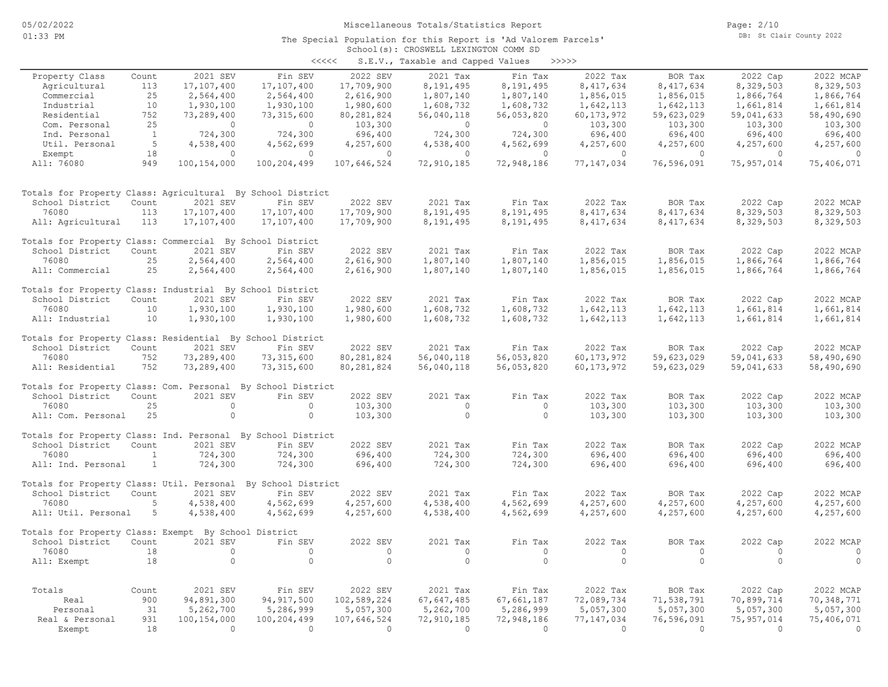# Miscellaneous Totals/Statistics Report

05/02/2022
01:33 PM

DB: St Clair County 2022

The Special Population for this Report is 'Ad Valorem Parcels'
School(s): CROSWELL LEXINGTON COMM SD

<<<<< S.E.V., Taxable and Capped Values >>>>>

| Property Class | Count | 2021 SEV | Fin SEV | 2022 SEV | 2021 Tax | Fin Tax | 2022 Tax | BOR Tax | 2022 Cap | 2022 MCAP |
|---|---|---|---|---|---|---|---|---|---|---|
| Agricultural | 113 | 17,107,400 | 17,107,400 | 17,709,900 | 8,191,495 | 8,191,495 | 8,417,634 | 8,417,634 | 8,329,503 | 8,329,503 |
| Commercial | 25 | 2,564,400 | 2,564,400 | 2,616,900 | 1,807,140 | 1,807,140 | 1,856,015 | 1,856,015 | 1,866,764 | 1,866,764 |
| Industrial | 10 | 1,930,100 | 1,930,100 | 1,980,600 | 1,608,732 | 1,608,732 | 1,642,113 | 1,642,113 | 1,661,814 | 1,661,814 |
| Residential | 752 | 73,289,400 | 73,315,600 | 80,281,824 | 56,040,118 | 56,053,820 | 60,173,972 | 59,623,029 | 59,041,633 | 58,490,690 |
| Com. Personal | 25 | 0 | 0 | 103,300 | 0 | 0 | 103,300 | 103,300 | 103,300 | 103,300 |
| Ind. Personal | 1 | 724,300 | 724,300 | 696,400 | 724,300 | 724,300 | 696,400 | 696,400 | 696,400 | 696,400 |
| Util. Personal | 5 | 4,538,400 | 4,562,699 | 4,257,600 | 4,538,400 | 4,562,699 | 4,257,600 | 4,257,600 | 4,257,600 | 4,257,600 |
| Exempt | 18 | 0 | 0 | 0 | 0 | 0 | 0 | 0 | 0 | 0 |
| All: 76080 | 949 | 100,154,000 | 100,204,499 | 107,646,524 | 72,910,185 | 72,948,186 | 77,147,034 | 76,596,091 | 75,957,014 | 75,406,071 |

Totals for Property Class: Agricultural By School District

| School District | Count | 2021 SEV | Fin SEV | 2022 SEV | 2021 Tax | Fin Tax | 2022 Tax | BOR Tax | 2022 Cap | 2022 MCAP |
|---|---|---|---|---|---|---|---|---|---|---|
| 76080 | 113 | 17,107,400 | 17,107,400 | 17,709,900 | 8,191,495 | 8,191,495 | 8,417,634 | 8,417,634 | 8,329,503 | 8,329,503 |
| All: Agricultural | 113 | 17,107,400 | 17,107,400 | 17,709,900 | 8,191,495 | 8,191,495 | 8,417,634 | 8,417,634 | 8,329,503 | 8,329,503 |

Totals for Property Class: Commercial By School District

| School District | Count | 2021 SEV | Fin SEV | 2022 SEV | 2021 Tax | Fin Tax | 2022 Tax | BOR Tax | 2022 Cap | 2022 MCAP |
|---|---|---|---|---|---|---|---|---|---|---|
| 76080 | 25 | 2,564,400 | 2,564,400 | 2,616,900 | 1,807,140 | 1,807,140 | 1,856,015 | 1,856,015 | 1,866,764 | 1,866,764 |
| All: Commercial | 25 | 2,564,400 | 2,564,400 | 2,616,900 | 1,807,140 | 1,807,140 | 1,856,015 | 1,856,015 | 1,866,764 | 1,866,764 |

Totals for Property Class: Industrial By School District

| School District | Count | 2021 SEV | Fin SEV | 2022 SEV | 2021 Tax | Fin Tax | 2022 Tax | BOR Tax | 2022 Cap | 2022 MCAP |
|---|---|---|---|---|---|---|---|---|---|---|
| 76080 | 10 | 1,930,100 | 1,930,100 | 1,980,600 | 1,608,732 | 1,608,732 | 1,642,113 | 1,642,113 | 1,661,814 | 1,661,814 |
| All: Industrial | 10 | 1,930,100 | 1,930,100 | 1,980,600 | 1,608,732 | 1,608,732 | 1,642,113 | 1,642,113 | 1,661,814 | 1,661,814 |

Totals for Property Class: Residential By School District

| School District | Count | 2021 SEV | Fin SEV | 2022 SEV | 2021 Tax | Fin Tax | 2022 Tax | BOR Tax | 2022 Cap | 2022 MCAP |
|---|---|---|---|---|---|---|---|---|---|---|
| 76080 | 752 | 73,289,400 | 73,315,600 | 80,281,824 | 56,040,118 | 56,053,820 | 60,173,972 | 59,623,029 | 59,041,633 | 58,490,690 |
| All: Residential | 752 | 73,289,400 | 73,315,600 | 80,281,824 | 56,040,118 | 56,053,820 | 60,173,972 | 59,623,029 | 59,041,633 | 58,490,690 |

Totals for Property Class: Com. Personal By School District

| School District | Count | 2021 SEV | Fin SEV | 2022 SEV | 2021 Tax | Fin Tax | 2022 Tax | BOR Tax | 2022 Cap | 2022 MCAP |
|---|---|---|---|---|---|---|---|---|---|---|
| 76080 | 25 | 0 | 0 | 103,300 | 0 | 0 | 103,300 | 103,300 | 103,300 | 103,300 |
| All: Com. Personal | 25 | 0 | 0 | 103,300 | 0 | 0 | 103,300 | 103,300 | 103,300 | 103,300 |

Totals for Property Class: Ind. Personal By School District

| School District | Count | 2021 SEV | Fin SEV | 2022 SEV | 2021 Tax | Fin Tax | 2022 Tax | BOR Tax | 2022 Cap | 2022 MCAP |
|---|---|---|---|---|---|---|---|---|---|---|
| 76080 | 1 | 724,300 | 724,300 | 696,400 | 724,300 | 724,300 | 696,400 | 696,400 | 696,400 | 696,400 |
| All: Ind. Personal | 1 | 724,300 | 724,300 | 696,400 | 724,300 | 724,300 | 696,400 | 696,400 | 696,400 | 696,400 |

Totals for Property Class: Util. Personal By School District

| School District | Count | 2021 SEV | Fin SEV | 2022 SEV | 2021 Tax | Fin Tax | 2022 Tax | BOR Tax | 2022 Cap | 2022 MCAP |
|---|---|---|---|---|---|---|---|---|---|---|
| 76080 | 5 | 4,538,400 | 4,562,699 | 4,257,600 | 4,538,400 | 4,562,699 | 4,257,600 | 4,257,600 | 4,257,600 | 4,257,600 |
| All: Util. Personal | 5 | 4,538,400 | 4,562,699 | 4,257,600 | 4,538,400 | 4,562,699 | 4,257,600 | 4,257,600 | 4,257,600 | 4,257,600 |

Totals for Property Class: Exempt By School District

| School District | Count | 2021 SEV | Fin SEV | 2022 SEV | 2021 Tax | Fin Tax | 2022 Tax | BOR Tax | 2022 Cap | 2022 MCAP |
|---|---|---|---|---|---|---|---|---|---|---|
| 76080 | 18 | 0 | 0 | 0 | 0 | 0 | 0 | 0 | 0 | 0 |
| All: Exempt | 18 | 0 | 0 | 0 | 0 | 0 | 0 | 0 | 0 | 0 |

| Totals | Count | 2021 SEV | Fin SEV | 2022 SEV | 2021 Tax | Fin Tax | 2022 Tax | BOR Tax | 2022 Cap | 2022 MCAP |
|---|---|---|---|---|---|---|---|---|---|---|
| Real | 900 | 94,891,300 | 94,917,500 | 102,589,224 | 67,647,485 | 67,661,187 | 72,089,734 | 71,538,791 | 70,899,714 | 70,348,771 |
| Personal | 31 | 5,262,700 | 5,286,999 | 5,057,300 | 5,262,700 | 5,286,999 | 5,057,300 | 5,057,300 | 5,057,300 | 5,057,300 |
| Real & Personal | 931 | 100,154,000 | 100,204,499 | 107,646,524 | 72,910,185 | 72,948,186 | 77,147,034 | 76,596,091 | 75,957,014 | 75,406,071 |
| Exempt | 18 | 0 | 0 | 0 | 0 | 0 | 0 | 0 | 0 | 0 |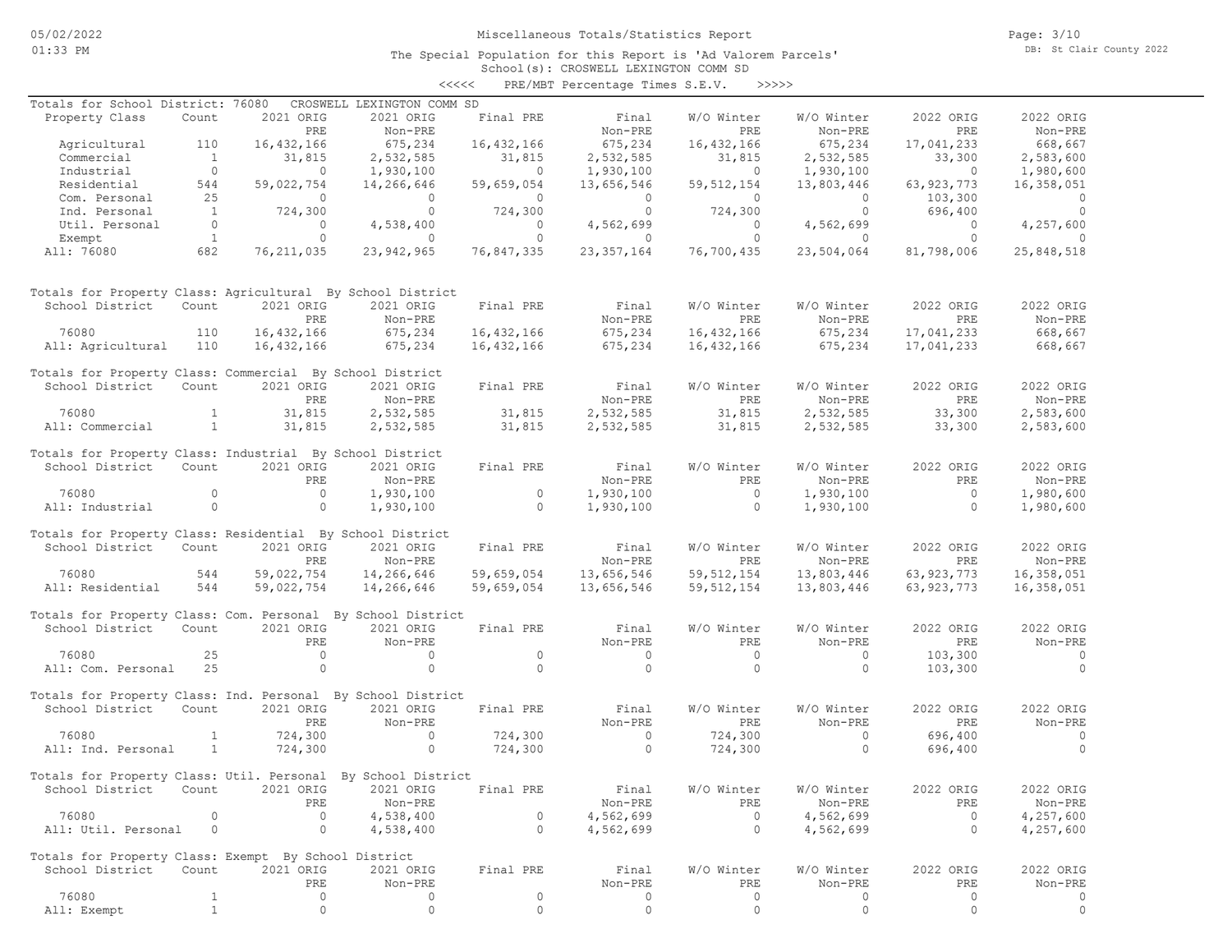# Miscellaneous Totals/Statistics Report

05/02/2022
01:33 PM

DB: St Clair County 2022

The Special Population for this Report is 'Ad Valorem Parcels'
School(s): CROSWELL LEXINGTON COMM SD

<<<<< PRE/MBT Percentage Times S.E.V. >>>>>

## Totals for School District: 76080 CROSWELL LEXINGTON COMM SD

| Property Class | Count | 2021 ORIG PRE | 2021 ORIG Non-PRE | Final PRE | Final Non-PRE | W/O Winter PRE | W/O Winter Non-PRE | 2022 ORIG PRE | 2022 ORIG Non-PRE |
|---|---|---|---|---|---|---|---|---|---|
| Agricultural | 110 | 16,432,166 | 675,234 | 16,432,166 | 675,234 | 16,432,166 | 675,234 | 17,041,233 | 668,667 |
| Commercial | 1 | 31,815 | 2,532,585 | 31,815 | 2,532,585 | 31,815 | 2,532,585 | 33,300 | 2,583,600 |
| Industrial | 0 | 0 | 1,930,100 | 0 | 1,930,100 | 0 | 1,930,100 | 0 | 1,980,600 |
| Residential | 544 | 59,022,754 | 14,266,646 | 59,659,054 | 13,656,546 | 59,512,154 | 13,803,446 | 63,923,773 | 16,358,051 |
| Com. Personal | 25 | 0 | 0 | 0 | 0 | 0 | 0 | 103,300 | 0 |
| Ind. Personal | 1 | 724,300 | 0 | 724,300 | 0 | 724,300 | 0 | 696,400 | 0 |
| Util. Personal | 0 | 0 | 4,538,400 | 0 | 4,562,699 | 0 | 4,562,699 | 0 | 4,257,600 |
| Exempt | 1 | 0 | 0 | 0 | 0 | 0 | 0 | 0 | 0 |
| All: 76080 | 682 | 76,211,035 | 23,942,965 | 76,847,335 | 23,357,164 | 76,700,435 | 23,504,064 | 81,798,006 | 25,848,518 |

## Totals for Property Class: Agricultural By School District

| School District | Count | 2021 ORIG PRE | 2021 ORIG Non-PRE | Final PRE | Final Non-PRE | W/O Winter PRE | W/O Winter Non-PRE | 2022 ORIG PRE | 2022 ORIG Non-PRE |
|---|---|---|---|---|---|---|---|---|---|
| 76080 | 110 | 16,432,166 | 675,234 | 16,432,166 | 675,234 | 16,432,166 | 675,234 | 17,041,233 | 668,667 |
| All: Agricultural | 110 | 16,432,166 | 675,234 | 16,432,166 | 675,234 | 16,432,166 | 675,234 | 17,041,233 | 668,667 |

## Totals for Property Class: Commercial By School District

| School District | Count | 2021 ORIG PRE | 2021 ORIG Non-PRE | Final PRE | Final Non-PRE | W/O Winter PRE | W/O Winter Non-PRE | 2022 ORIG PRE | 2022 ORIG Non-PRE |
|---|---|---|---|---|---|---|---|---|---|
| 76080 | 1 | 31,815 | 2,532,585 | 31,815 | 2,532,585 | 31,815 | 2,532,585 | 33,300 | 2,583,600 |
| All: Commercial | 1 | 31,815 | 2,532,585 | 31,815 | 2,532,585 | 31,815 | 2,532,585 | 33,300 | 2,583,600 |

## Totals for Property Class: Industrial By School District

| School District | Count | 2021 ORIG PRE | 2021 ORIG Non-PRE | Final PRE | Final Non-PRE | W/O Winter PRE | W/O Winter Non-PRE | 2022 ORIG PRE | 2022 ORIG Non-PRE |
|---|---|---|---|---|---|---|---|---|---|
| 76080 | 0 | 0 | 1,930,100 | 0 | 1,930,100 | 0 | 1,930,100 | 0 | 1,980,600 |
| All: Industrial | 0 | 0 | 1,930,100 | 0 | 1,930,100 | 0 | 1,930,100 | 0 | 1,980,600 |

## Totals for Property Class: Residential By School District

| School District | Count | 2021 ORIG PRE | 2021 ORIG Non-PRE | Final PRE | Final Non-PRE | W/O Winter PRE | W/O Winter Non-PRE | 2022 ORIG PRE | 2022 ORIG Non-PRE |
|---|---|---|---|---|---|---|---|---|---|
| 76080 | 544 | 59,022,754 | 14,266,646 | 59,659,054 | 13,656,546 | 59,512,154 | 13,803,446 | 63,923,773 | 16,358,051 |
| All: Residential | 544 | 59,022,754 | 14,266,646 | 59,659,054 | 13,656,546 | 59,512,154 | 13,803,446 | 63,923,773 | 16,358,051 |

## Totals for Property Class: Com. Personal By School District

| School District | Count | 2021 ORIG PRE | 2021 ORIG Non-PRE | Final PRE | Final Non-PRE | W/O Winter PRE | W/O Winter Non-PRE | 2022 ORIG PRE | 2022 ORIG Non-PRE |
|---|---|---|---|---|---|---|---|---|---|
| 76080 | 25 | 0 | 0 | 0 | 0 | 0 | 0 | 103,300 | 0 |
| All: Com. Personal | 25 | 0 | 0 | 0 | 0 | 0 | 0 | 103,300 | 0 |

## Totals for Property Class: Ind. Personal By School District

| School District | Count | 2021 ORIG PRE | 2021 ORIG Non-PRE | Final PRE | Final Non-PRE | W/O Winter PRE | W/O Winter Non-PRE | 2022 ORIG PRE | 2022 ORIG Non-PRE |
|---|---|---|---|---|---|---|---|---|---|
| 76080 | 1 | 724,300 | 0 | 724,300 | 0 | 724,300 | 0 | 696,400 | 0 |
| All: Ind. Personal | 1 | 724,300 | 0 | 724,300 | 0 | 724,300 | 0 | 696,400 | 0 |

## Totals for Property Class: Util. Personal By School District

| School District | Count | 2021 ORIG PRE | 2021 ORIG Non-PRE | Final PRE | Final Non-PRE | W/O Winter PRE | W/O Winter Non-PRE | 2022 ORIG PRE | 2022 ORIG Non-PRE |
|---|---|---|---|---|---|---|---|---|---|
| 76080 | 0 | 0 | 4,538,400 | 0 | 4,562,699 | 0 | 4,562,699 | 0 | 4,257,600 |
| All: Util. Personal | 0 | 0 | 4,538,400 | 0 | 4,562,699 | 0 | 4,562,699 | 0 | 4,257,600 |

## Totals for Property Class: Exempt By School District

| School District | Count | 2021 ORIG PRE | 2021 ORIG Non-PRE | Final PRE | Final Non-PRE | W/O Winter PRE | W/O Winter Non-PRE | 2022 ORIG PRE | 2022 ORIG Non-PRE |
|---|---|---|---|---|---|---|---|---|---|
| 76080 | 1 | 0 | 0 | 0 | 0 | 0 | 0 | 0 | 0 |
| All: Exempt | 1 | 0 | 0 | 0 | 0 | 0 | 0 | 0 | 0 |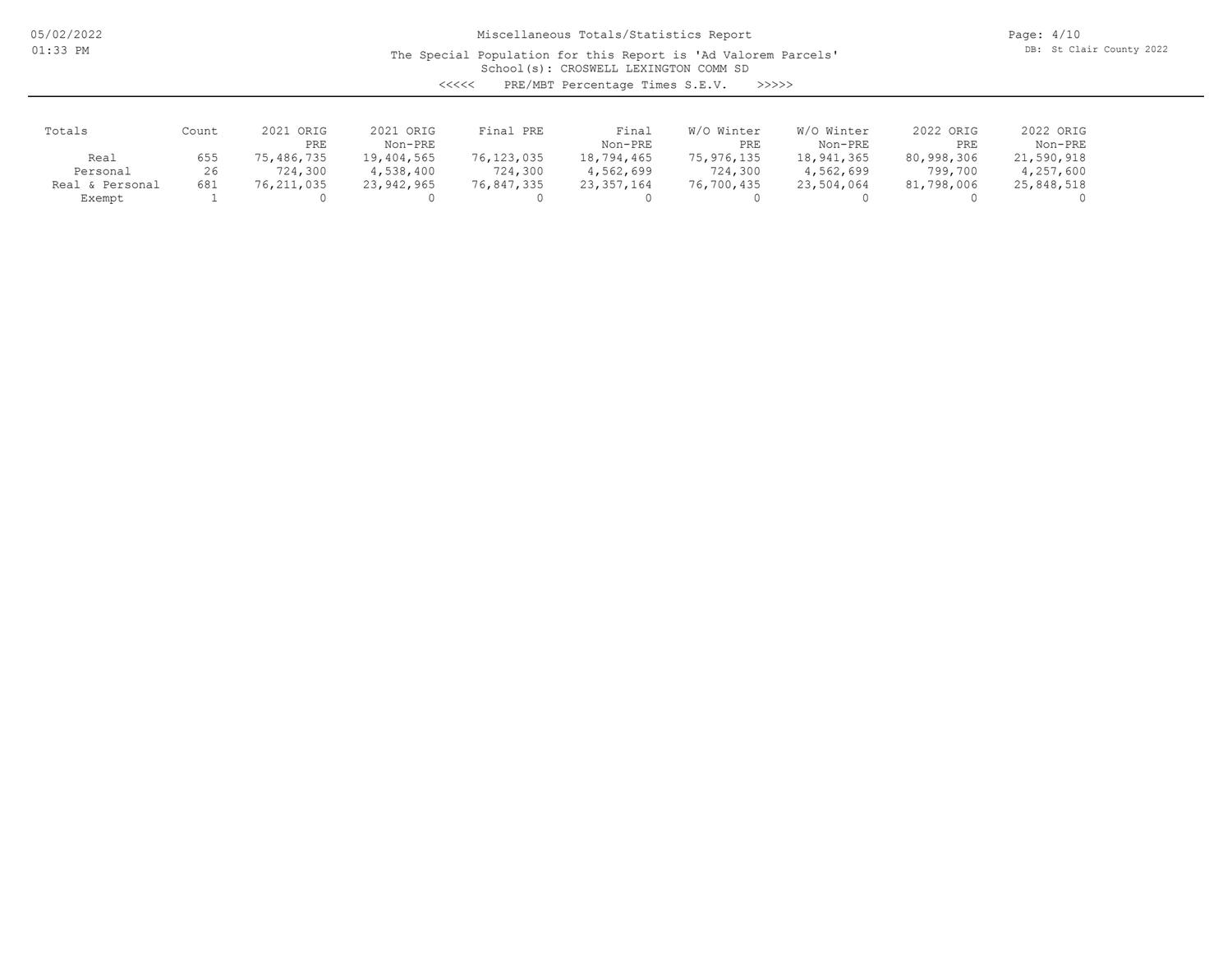Miscellaneous Totals/Statistics Report

The Special Population for this Report is 'Ad Valorem Parcels'

School(s): CROSWELL LEXINGTON COMM SD

<<<<< PRE/MBT Percentage Times S.E.V. >>>>>

| Totals | Count | 2021 ORIG PRE | 2021 ORIG Non-PRE | Final PRE | Final Non-PRE | W/O Winter PRE | W/O Winter Non-PRE | 2022 ORIG PRE | 2022 ORIG Non-PRE |
|---|---|---|---|---|---|---|---|---|---|
| Real | 655 | 75,486,735 | 19,404,565 | 76,123,035 | 18,794,465 | 75,976,135 | 18,941,365 | 80,998,306 | 21,590,918 |
| Personal | 26 | 724,300 | 4,538,400 | 724,300 | 4,562,699 | 724,300 | 4,562,699 | 799,700 | 4,257,600 |
| Real & Personal | 681 | 76,211,035 | 23,942,965 | 76,847,335 | 23,357,164 | 76,700,435 | 23,504,064 | 81,798,006 | 25,848,518 |
| Exempt | 1 | 0 | 0 | 0 | 0 | 0 | 0 | 0 | 0 |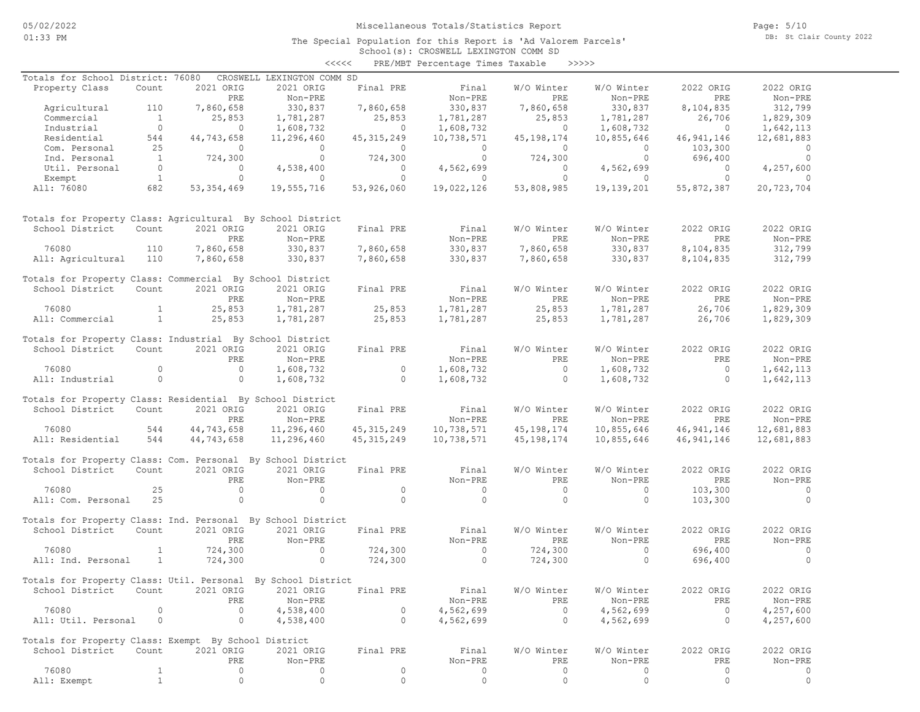# Miscellaneous Totals/Statistics Report

The Special Population for this Report is 'Ad Valorem Parcels'

School(s): CROSWELL LEXINGTON COMM SD

<<<<< PRE/MBT Percentage Times Taxable >>>>>

Totals for School District: 76080 CROSWELL LEXINGTON COMM SD

| Property Class | Count | 2021 ORIG PRE | 2021 ORIG Non-PRE | Final PRE | Final Non-PRE | W/O Winter PRE | W/O Winter Non-PRE | 2022 ORIG PRE | 2022 ORIG Non-PRE |
|---|---|---|---|---|---|---|---|---|---|
| Agricultural | 110 | 7,860,658 | 330,837 | 7,860,658 | 330,837 | 7,860,658 | 330,837 | 8,104,835 | 312,799 |
| Commercial | 1 | 25,853 | 1,781,287 | 25,853 | 1,781,287 | 25,853 | 1,781,287 | 26,706 | 1,829,309 |
| Industrial | 0 | 0 | 1,608,732 | 0 | 1,608,732 | 0 | 1,608,732 | 0 | 1,642,113 |
| Residential | 544 | 44,743,658 | 11,296,460 | 45,315,249 | 10,738,571 | 45,198,174 | 10,855,646 | 46,941,146 | 12,681,883 |
| Com. Personal | 25 | 0 | 0 | 0 | 0 | 0 | 0 | 103,300 | 0 |
| Ind. Personal | 1 | 724,300 | 0 | 724,300 | 0 | 724,300 | 0 | 696,400 | 0 |
| Util. Personal | 0 | 0 | 4,538,400 | 0 | 4,562,699 | 0 | 4,562,699 | 0 | 4,257,600 |
| Exempt | 1 | 0 | 0 | 0 | 0 | 0 | 0 | 0 | 0 |
| All: 76080 | 682 | 53,354,469 | 19,555,716 | 53,926,060 | 19,022,126 | 53,808,985 | 19,139,201 | 55,872,387 | 20,723,704 |

Totals for Property Class: Agricultural By School District

| School District | Count | 2021 ORIG PRE | 2021 ORIG Non-PRE | Final PRE | Final Non-PRE | W/O Winter PRE | W/O Winter Non-PRE | 2022 ORIG PRE | 2022 ORIG Non-PRE |
|---|---|---|---|---|---|---|---|---|---|
| 76080 | 110 | 7,860,658 | 330,837 | 7,860,658 | 330,837 | 7,860,658 | 330,837 | 8,104,835 | 312,799 |
| All: Agricultural | 110 | 7,860,658 | 330,837 | 7,860,658 | 330,837 | 7,860,658 | 330,837 | 8,104,835 | 312,799 |

Totals for Property Class: Commercial By School District

| School District | Count | 2021 ORIG PRE | 2021 ORIG Non-PRE | Final PRE | Final Non-PRE | W/O Winter PRE | W/O Winter Non-PRE | 2022 ORIG PRE | 2022 ORIG Non-PRE |
|---|---|---|---|---|---|---|---|---|---|
| 76080 | 1 | 25,853 | 1,781,287 | 25,853 | 1,781,287 | 25,853 | 1,781,287 | 26,706 | 1,829,309 |
| All: Commercial | 1 | 25,853 | 1,781,287 | 25,853 | 1,781,287 | 25,853 | 1,781,287 | 26,706 | 1,829,309 |

Totals for Property Class: Industrial By School District

| School District | Count | 2021 ORIG PRE | 2021 ORIG Non-PRE | Final PRE | Final Non-PRE | W/O Winter PRE | W/O Winter Non-PRE | 2022 ORIG PRE | 2022 ORIG Non-PRE |
|---|---|---|---|---|---|---|---|---|---|
| 76080 | 0 | 0 | 1,608,732 | 0 | 1,608,732 | 0 | 1,608,732 | 0 | 1,642,113 |
| All: Industrial | 0 | 0 | 1,608,732 | 0 | 1,608,732 | 0 | 1,608,732 | 0 | 1,642,113 |

Totals for Property Class: Residential By School District

| School District | Count | 2021 ORIG PRE | 2021 ORIG Non-PRE | Final PRE | Final Non-PRE | W/O Winter PRE | W/O Winter Non-PRE | 2022 ORIG PRE | 2022 ORIG Non-PRE |
|---|---|---|---|---|---|---|---|---|---|
| 76080 | 544 | 44,743,658 | 11,296,460 | 45,315,249 | 10,738,571 | 45,198,174 | 10,855,646 | 46,941,146 | 12,681,883 |
| All: Residential | 544 | 44,743,658 | 11,296,460 | 45,315,249 | 10,738,571 | 45,198,174 | 10,855,646 | 46,941,146 | 12,681,883 |

Totals for Property Class: Com. Personal By School District

| School District | Count | 2021 ORIG PRE | 2021 ORIG Non-PRE | Final PRE | Final Non-PRE | W/O Winter PRE | W/O Winter Non-PRE | 2022 ORIG PRE | 2022 ORIG Non-PRE |
|---|---|---|---|---|---|---|---|---|---|
| 76080 | 25 | 0 | 0 | 0 | 0 | 0 | 0 | 103,300 | 0 |
| All: Com. Personal | 25 | 0 | 0 | 0 | 0 | 0 | 0 | 103,300 | 0 |

Totals for Property Class: Ind. Personal By School District

| School District | Count | 2021 ORIG PRE | 2021 ORIG Non-PRE | Final PRE | Final Non-PRE | W/O Winter PRE | W/O Winter Non-PRE | 2022 ORIG PRE | 2022 ORIG Non-PRE |
|---|---|---|---|---|---|---|---|---|---|
| 76080 | 1 | 724,300 | 0 | 724,300 | 0 | 724,300 | 0 | 696,400 | 0 |
| All: Ind. Personal | 1 | 724,300 | 0 | 724,300 | 0 | 724,300 | 0 | 696,400 | 0 |

Totals for Property Class: Util. Personal By School District

| School District | Count | 2021 ORIG PRE | 2021 ORIG Non-PRE | Final PRE | Final Non-PRE | W/O Winter PRE | W/O Winter Non-PRE | 2022 ORIG PRE | 2022 ORIG Non-PRE |
|---|---|---|---|---|---|---|---|---|---|
| 76080 | 0 | 0 | 4,538,400 | 0 | 4,562,699 | 0 | 4,562,699 | 0 | 4,257,600 |
| All: Util. Personal | 0 | 0 | 4,538,400 | 0 | 4,562,699 | 0 | 4,562,699 | 0 | 4,257,600 |

Totals for Property Class: Exempt By School District

| School District | Count | 2021 ORIG PRE | 2021 ORIG Non-PRE | Final PRE | Final Non-PRE | W/O Winter PRE | W/O Winter Non-PRE | 2022 ORIG PRE | 2022 ORIG Non-PRE |
|---|---|---|---|---|---|---|---|---|---|
| 76080 | 1 | 0 | 0 | 0 | 0 | 0 | 0 | 0 | 0 |
| All: Exempt | 1 | 0 | 0 | 0 | 0 | 0 | 0 | 0 | 0 |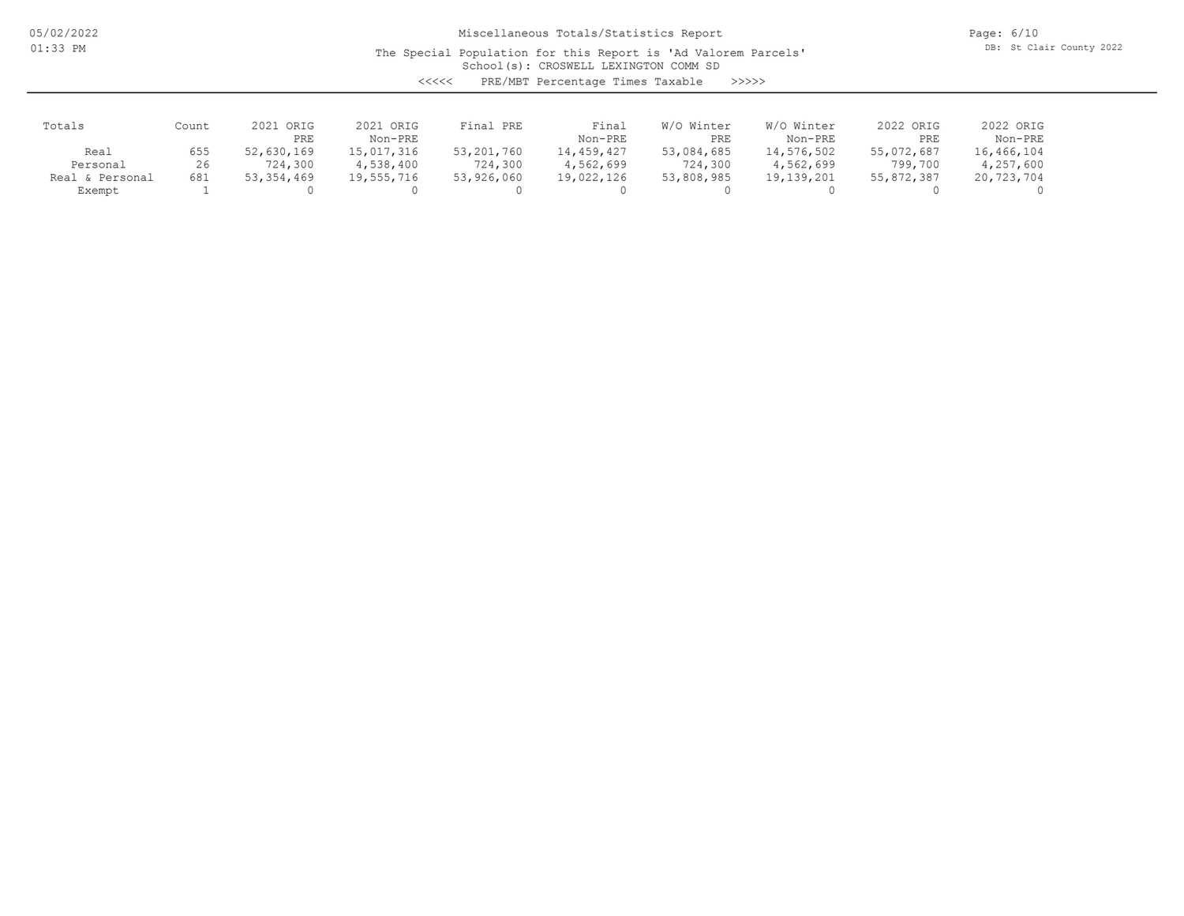Miscellaneous Totals/Statistics Report

The Special Population for this Report is 'Ad Valorem Parcels'

School(s): CROSWELL LEXINGTON COMM SD

<<<<< PRE/MBT Percentage Times Taxable >>>>>

| Totals | Count | 2021 ORIG PRE | 2021 ORIG Non-PRE | Final PRE | Final Non-PRE | W/O Winter PRE | W/O Winter Non-PRE | 2022 ORIG PRE | 2022 ORIG Non-PRE |
|---|---|---|---|---|---|---|---|---|---|
| Real | 655 | 52,630,169 | 15,017,316 | 53,201,760 | 14,459,427 | 53,084,685 | 14,576,502 | 55,072,687 | 16,466,104 |
| Personal | 26 | 724,300 | 4,538,400 | 724,300 | 4,562,699 | 724,300 | 4,562,699 | 799,700 | 4,257,600 |
| Real & Personal | 681 | 53,354,469 | 19,555,716 | 53,926,060 | 19,022,126 | 53,808,985 | 19,139,201 | 55,872,387 | 20,723,704 |
| Exempt | 1 | 0 | 0 | 0 | 0 | 0 | 0 | 0 | 0 |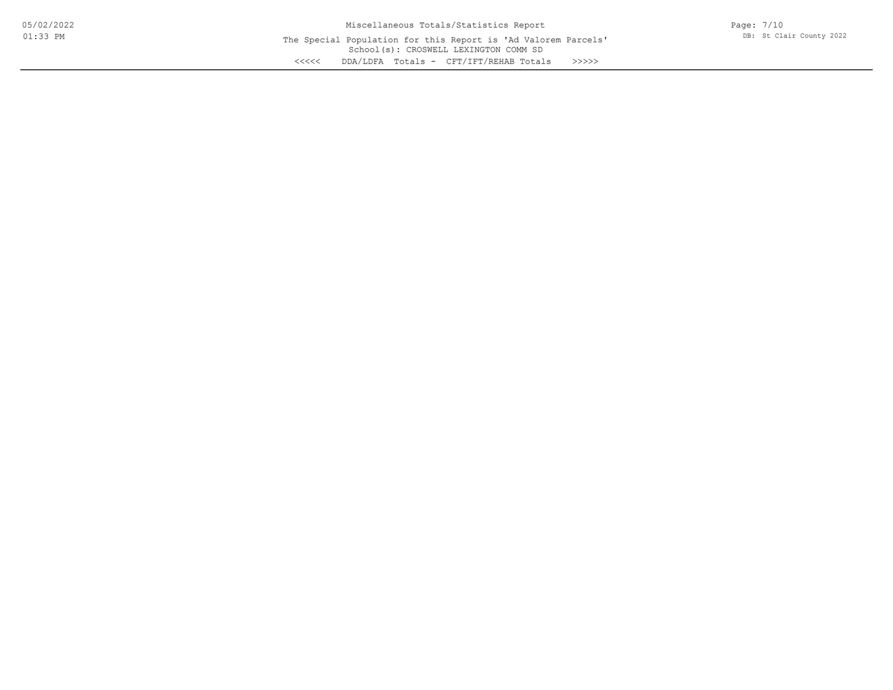Miscellaneous Totals/Statistics Report

The Special Population for this Report is 'Ad Valorem Parcels'

School(s): CROSWELL LEXINGTON COMM SD

<<<<< DDA/LDFA Totals - CFT/IFT/REHAB Totals >>>>>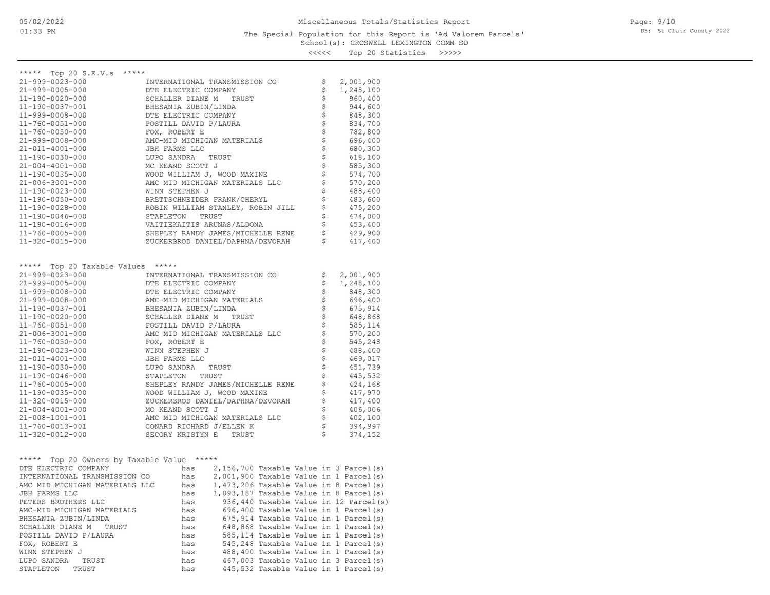Miscellaneous Totals/Statistics Report

The Special Population for this Report is 'Ad Valorem Parcels'

School(s): CROSWELL LEXINGTON COMM SD

<<<<< Top 20 Statistics >>>>>

## ***** Top 20 S.E.V.s *****

| Parcel | Owner | Amount |
|---|---|---|
| 21-999-0023-000 | INTERNATIONAL TRANSMISSION CO | $ 2,001,900 |
| 21-999-0005-000 | DTE ELECTRIC COMPANY | $ 1,248,100 |
| 11-190-0020-000 | SCHALLER DIANE M TRUST | $ 960,400 |
| 11-190-0037-001 | BHESANIA ZUBIN/LINDA | $ 944,600 |
| 11-999-0008-000 | DTE ELECTRIC COMPANY | $ 848,300 |
| 11-760-0051-000 | POSTILL DAVID P/LAURA | $ 834,700 |
| 11-760-0050-000 | FOX, ROBERT E | $ 782,800 |
| 21-999-0008-000 | AMC-MID MICHIGAN MATERIALS | $ 696,400 |
| 21-011-4001-000 | JBH FARMS LLC | $ 680,300 |
| 11-190-0030-000 | LUPO SANDRA TRUST | $ 618,100 |
| 21-004-4001-000 | MC KEAND SCOTT J | $ 585,300 |
| 11-190-0035-000 | WOOD WILLIAM J, WOOD MAXINE | $ 574,700 |
| 21-006-3001-000 | AMC MID MICHIGAN MATERIALS LLC | $ 570,200 |
| 11-190-0023-000 | WINN STEPHEN J | $ 488,400 |
| 11-190-0050-000 | BRETTSCHNEIDER FRANK/CHERYL | $ 483,600 |
| 11-190-0028-000 | ROBIN WILLIAM STANLEY, ROBIN JILL | $ 475,200 |
| 11-190-0046-000 | STAPLETON TRUST | $ 474,000 |
| 11-190-0016-000 | VAITIEKAITIS ARUNAS/ALDONA | $ 453,400 |
| 11-760-0005-000 | SHEPLEY RANDY JAMES/MICHELLE RENE | $ 429,900 |
| 11-320-0015-000 | ZUCKERBROD DANIEL/DAPHNA/DEVORAH | $ 417,400 |

## ***** Top 20 Taxable Values *****

| Parcel | Owner | Amount |
|---|---|---|
| 21-999-0023-000 | INTERNATIONAL TRANSMISSION CO | $ 2,001,900 |
| 21-999-0005-000 | DTE ELECTRIC COMPANY | $ 1,248,100 |
| 11-999-0008-000 | DTE ELECTRIC COMPANY | $ 848,300 |
| 21-999-0008-000 | AMC-MID MICHIGAN MATERIALS | $ 696,400 |
| 11-190-0037-001 | BHESANIA ZUBIN/LINDA | $ 675,914 |
| 11-190-0020-000 | SCHALLER DIANE M TRUST | $ 648,868 |
| 11-760-0051-000 | POSTILL DAVID P/LAURA | $ 585,114 |
| 21-006-3001-000 | AMC MID MICHIGAN MATERIALS LLC | $ 570,200 |
| 11-760-0050-000 | FOX, ROBERT E | $ 545,248 |
| 11-190-0023-000 | WINN STEPHEN J | $ 488,400 |
| 21-011-4001-000 | JBH FARMS LLC | $ 469,017 |
| 11-190-0030-000 | LUPO SANDRA TRUST | $ 451,739 |
| 11-190-0046-000 | STAPLETON TRUST | $ 445,532 |
| 11-760-0005-000 | SHEPLEY RANDY JAMES/MICHELLE RENE | $ 424,168 |
| 11-190-0035-000 | WOOD WILLIAM J, WOOD MAXINE | $ 417,970 |
| 11-320-0015-000 | ZUCKERBROD DANIEL/DAPHNA/DEVORAH | $ 417,400 |
| 21-004-4001-000 | MC KEAND SCOTT J | $ 406,006 |
| 21-008-1001-001 | AMC MID MICHIGAN MATERIALS LLC | $ 402,100 |
| 11-760-0013-001 | CONARD RICHARD J/ELLEN K | $ 394,997 |
| 11-320-0012-000 | SECORY KRISTYN E TRUST | $ 374,152 |

## ***** Top 20 Owners by Taxable Value *****

| Owner | | Taxable Value | | Parcels |
|---|---|---|---|---|
| DTE ELECTRIC COMPANY | has | 2,156,700 | Taxable Value in | 3 Parcel(s) |
| INTERNATIONAL TRANSMISSION CO | has | 2,001,900 | Taxable Value in | 1 Parcel(s) |
| AMC MID MICHIGAN MATERIALS LLC | has | 1,473,206 | Taxable Value in | 8 Parcel(s) |
| JBH FARMS LLC | has | 1,093,187 | Taxable Value in | 8 Parcel(s) |
| PETERS BROTHERS LLC | has | 936,440 | Taxable Value in | 12 Parcel(s) |
| AMC-MID MICHIGAN MATERIALS | has | 696,400 | Taxable Value in | 1 Parcel(s) |
| BHESANIA ZUBIN/LINDA | has | 675,914 | Taxable Value in | 1 Parcel(s) |
| SCHALLER DIANE M TRUST | has | 648,868 | Taxable Value in | 1 Parcel(s) |
| POSTILL DAVID P/LAURA | has | 585,114 | Taxable Value in | 1 Parcel(s) |
| FOX, ROBERT E | has | 545,248 | Taxable Value in | 1 Parcel(s) |
| WINN STEPHEN J | has | 488,400 | Taxable Value in | 1 Parcel(s) |
| LUPO SANDRA TRUST | has | 467,003 | Taxable Value in | 3 Parcel(s) |
| STAPLETON TRUST | has | 445,532 | Taxable Value in | 1 Parcel(s) |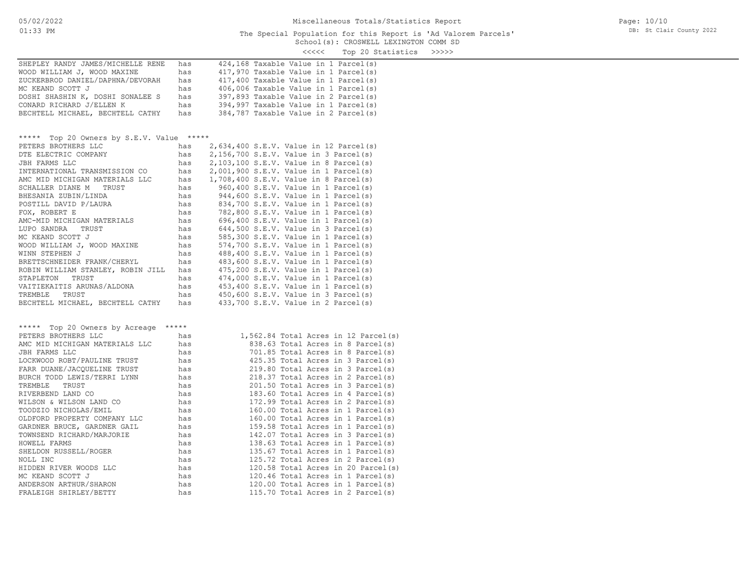| | | | |
|---|---|---|---|
| SHEPLEY RANDY JAMES/MICHELLE RENE | has | 424,168 | Taxable Value in 1 Parcel(s) |
| WOOD WILLIAM J, WOOD MAXINE | has | 417,970 | Taxable Value in 1 Parcel(s) |
| ZUCKERBROD DANIEL/DAPHNA/DEVORAH | has | 417,400 | Taxable Value in 1 Parcel(s) |
| MC KEAND SCOTT J | has | 406,006 | Taxable Value in 1 Parcel(s) |
| DOSHI SHASHIN K, DOSHI SONALEE S | has | 397,893 | Taxable Value in 2 Parcel(s) |
| CONARD RICHARD J/ELLEN K | has | 394,997 | Taxable Value in 1 Parcel(s) |
| BECHTELL MICHAEL, BECHTELL CATHY | has | 384,787 | Taxable Value in 2 Parcel(s) |

## ***** Top 20 Owners by S.E.V. Value *****

| | | | |
|---|---|---|---|
| PETERS BROTHERS LLC | has | 2,634,400 | S.E.V. Value in 12 Parcel(s) |
| DTE ELECTRIC COMPANY | has | 2,156,700 | S.E.V. Value in 3 Parcel(s) |
| JBH FARMS LLC | has | 2,103,100 | S.E.V. Value in 8 Parcel(s) |
| INTERNATIONAL TRANSMISSION CO | has | 2,001,900 | S.E.V. Value in 1 Parcel(s) |
| AMC MID MICHIGAN MATERIALS LLC | has | 1,708,400 | S.E.V. Value in 8 Parcel(s) |
| SCHALLER DIANE M TRUST | has | 960,400 | S.E.V. Value in 1 Parcel(s) |
| BHESANIA ZUBIN/LINDA | has | 944,600 | S.E.V. Value in 1 Parcel(s) |
| POSTILL DAVID P/LAURA | has | 834,700 | S.E.V. Value in 1 Parcel(s) |
| FOX, ROBERT E | has | 782,800 | S.E.V. Value in 1 Parcel(s) |
| AMC-MID MICHIGAN MATERIALS | has | 696,400 | S.E.V. Value in 1 Parcel(s) |
| LUPO SANDRA TRUST | has | 644,500 | S.E.V. Value in 3 Parcel(s) |
| MC KEAND SCOTT J | has | 585,300 | S.E.V. Value in 1 Parcel(s) |
| WOOD WILLIAM J, WOOD MAXINE | has | 574,700 | S.E.V. Value in 1 Parcel(s) |
| WINN STEPHEN J | has | 488,400 | S.E.V. Value in 1 Parcel(s) |
| BRETTSCHNEIDER FRANK/CHERYL | has | 483,600 | S.E.V. Value in 1 Parcel(s) |
| ROBIN WILLIAM STANLEY, ROBIN JILL | has | 475,200 | S.E.V. Value in 1 Parcel(s) |
| STAPLETON TRUST | has | 474,000 | S.E.V. Value in 1 Parcel(s) |
| VAITIEKAITIS ARUNAS/ALDONA | has | 453,400 | S.E.V. Value in 1 Parcel(s) |
| TREMBLE TRUST | has | 450,600 | S.E.V. Value in 3 Parcel(s) |
| BECHTELL MICHAEL, BECHTELL CATHY | has | 433,700 | S.E.V. Value in 2 Parcel(s) |

## ***** Top 20 Owners by Acreage *****

| | | | |
|---|---|---|---|
| PETERS BROTHERS LLC | has | 1,562.84 | Total Acres in 12 Parcel(s) |
| AMC MID MICHIGAN MATERIALS LLC | has | 838.63 | Total Acres in 8 Parcel(s) |
| JBH FARMS LLC | has | 701.85 | Total Acres in 8 Parcel(s) |
| LOCKWOOD ROBT/PAULINE TRUST | has | 425.35 | Total Acres in 3 Parcel(s) |
| FARR DUANE/JACQUELINE TRUST | has | 219.80 | Total Acres in 3 Parcel(s) |
| BURCH TODD LEWIS/TERRI LYNN | has | 218.37 | Total Acres in 2 Parcel(s) |
| TREMBLE TRUST | has | 201.50 | Total Acres in 3 Parcel(s) |
| RIVERBEND LAND CO | has | 183.60 | Total Acres in 4 Parcel(s) |
| WILSON & WILSON LAND CO | has | 172.99 | Total Acres in 2 Parcel(s) |
| TOODZIO NICHOLAS/EMIL | has | 160.00 | Total Acres in 1 Parcel(s) |
| OLDFORD PROPERTY COMPANY LLC | has | 160.00 | Total Acres in 1 Parcel(s) |
| GARDNER BRUCE, GARDNER GAIL | has | 159.58 | Total Acres in 1 Parcel(s) |
| TOWNSEND RICHARD/MARJORIE | has | 142.07 | Total Acres in 3 Parcel(s) |
| HOWELL FARMS | has | 138.63 | Total Acres in 1 Parcel(s) |
| SHELDON RUSSELL/ROGER | has | 135.67 | Total Acres in 1 Parcel(s) |
| NOLL INC | has | 125.72 | Total Acres in 2 Parcel(s) |
| HIDDEN RIVER WOODS LLC | has | 120.58 | Total Acres in 20 Parcel(s) |
| MC KEAND SCOTT J | has | 120.46 | Total Acres in 1 Parcel(s) |
| ANDERSON ARTHUR/SHARON | has | 120.00 | Total Acres in 1 Parcel(s) |
| FRALEIGH SHIRLEY/BETTY | has | 115.70 | Total Acres in 2 Parcel(s) |